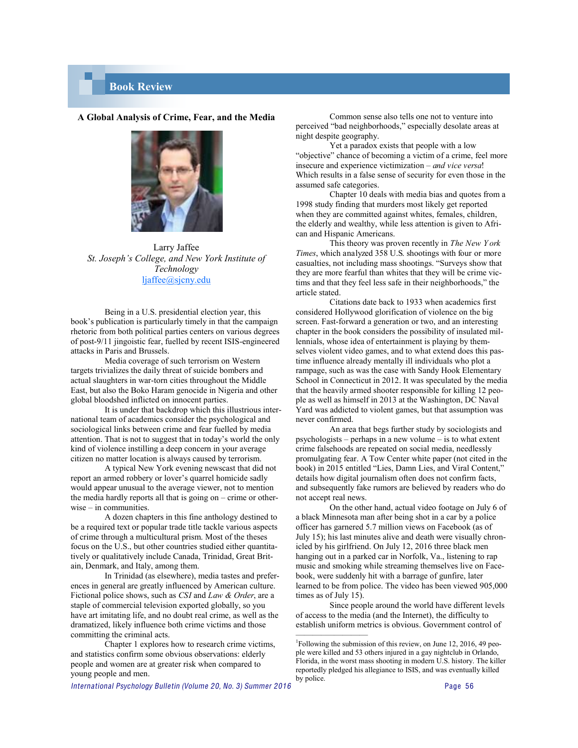## Book Review

### A Global Analysis of Crime, Fear, and the Media

Larry Jaffee
*St. Joseph's College, and New York Institute of Technology*
ljaffee@sjcny.edu

Being in a U.S. presidential election year, this book's publication is particularly timely in that the campaign rhetoric from both political parties centers on various degrees of post-9/11 jingoistic fear, fuelled by recent ISIS-engineered attacks in Paris and Brussels.

Media coverage of such terrorism on Western targets trivializes the daily threat of suicide bombers and actual slaughters in war-torn cities throughout the Middle East, but also the Boko Haram genocide in Nigeria and other global bloodshed inflicted on innocent parties.

It is under that backdrop which this illustrious international team of academics consider the psychological and sociological links between crime and fear fuelled by media attention. That is not to suggest that in today's world the only kind of violence instilling a deep concern in your average citizen no matter location is always caused by terrorism.

A typical New York evening newscast that did not report an armed robbery or lover's quarrel homicide sadly would appear unusual to the average viewer, not to mention the media hardly reports all that is going on – crime or otherwise – in communities.

A dozen chapters in this fine anthology destined to be a required text or popular trade title tackle various aspects of crime through a multicultural prism. Most of the theses focus on the U.S., but other countries studied either quantitatively or qualitatively include Canada, Trinidad, Great Britain, Denmark, and Italy, among them.

In Trinidad (as elsewhere), media tastes and preferences in general are greatly influenced by American culture. Fictional police shows, such as *CSI* and *Law & Order*, are a staple of commercial television exported globally, so you have art imitating life, and no doubt real crime, as well as the dramatized, likely influence both crime victims and those committing the criminal acts.

Chapter 1 explores how to research crime victims, and statistics confirm some obvious observations: elderly people and women are at greater risk when compared to young people and men.

Common sense also tells one not to venture into perceived "bad neighborhoods," especially desolate areas at night despite geography.

Yet a paradox exists that people with a low "objective" chance of becoming a victim of a crime, feel more insecure and experience victimization – *and vice versa*! Which results in a false sense of security for even those in the assumed safe categories.

Chapter 10 deals with media bias and quotes from a 1998 study finding that murders most likely get reported when they are committed against whites, females, children, the elderly and wealthy, while less attention is given to African and Hispanic Americans.

This theory was proven recently in *The New York Times*, which analyzed 358 U.S. shootings with four or more casualties, not including mass shootings. "Surveys show that they are more fearful than whites that they will be crime victims and that they feel less safe in their neighborhoods," the article stated.

Citations date back to 1933 when academics first considered Hollywood glorification of violence on the big screen. Fast-forward a generation or two, and an interesting chapter in the book considers the possibility of insulated millennials, whose idea of entertainment is playing by themselves violent video games, and to what extend does this pastime influence already mentally ill individuals who plot a rampage, such as was the case with Sandy Hook Elementary School in Connecticut in 2012. It was speculated by the media that the heavily armed shooter responsible for killing 12 people as well as himself in 2013 at the Washington, DC Naval Yard was addicted to violent games, but that assumption was never confirmed.

An area that begs further study by sociologists and psychologists – perhaps in a new volume – is to what extent crime falsehoods are repeated on social media, needlessly promulgating fear. A Tow Center white paper (not cited in the book) in 2015 entitled "Lies, Damn Lies, and Viral Content," details how digital journalism often does not confirm facts, and subsequently fake rumors are believed by readers who do not accept real news.

On the other hand, actual video footage on July 6 of a black Minnesota man after being shot in a car by a police officer has garnered 5.7 million views on Facebook (as of July 15); his last minutes alive and death were visually chronicled by his girlfriend. On July 12, 2016 three black men hanging out in a parked car in Norfolk, Va., listening to rap music and smoking while streaming themselves live on Facebook, were suddenly hit with a barrage of gunfire, later learned to be from police. The video has been viewed 905,000 times as of July 15).

Since people around the world have different levels of access to the media (and the Internet), the difficulty to establish uniform metrics is obvious. Government control of

[1] Following the submission of this review, on June 12, 2016, 49 people were killed and 53 others injured in a gay nightclub in Orlando, Florida, in the worst mass shooting in modern U.S. history. The killer reportedly pledged his allegiance to ISIS, and was eventually killed by police.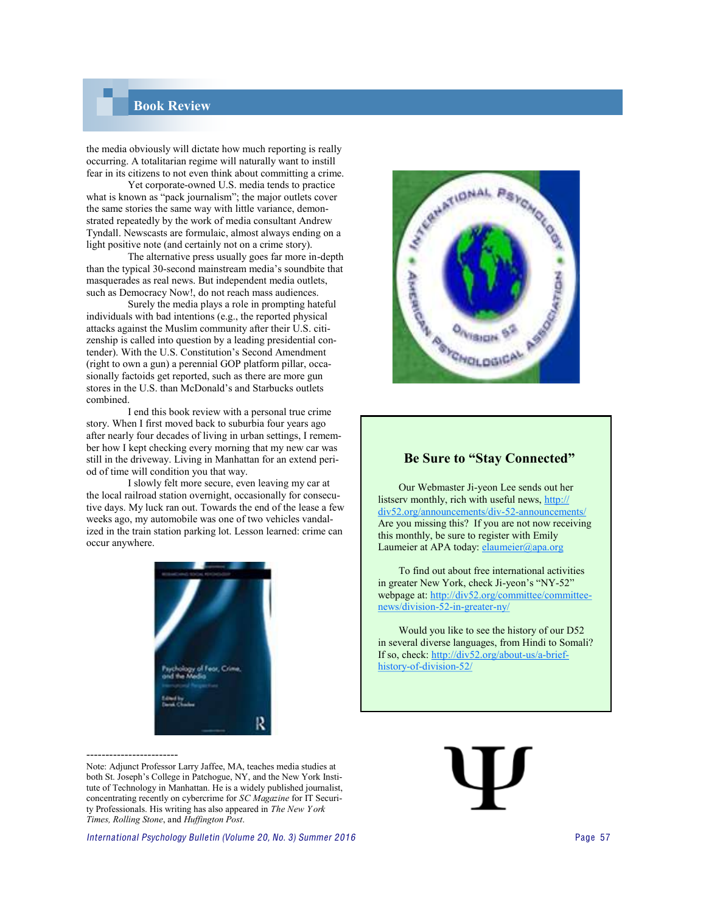## Book Review

the media obviously will dictate how much reporting is really occurring. A totalitarian regime will naturally want to instill fear in its citizens to not even think about committing a crime.

Yet corporate-owned U.S. media tends to practice what is known as "pack journalism"; the major outlets cover the same stories the same way with little variance, demonstrated repeatedly by the work of media consultant Andrew Tyndall. Newscasts are formulaic, almost always ending on a light positive note (and certainly not on a crime story).

The alternative press usually goes far more in-depth than the typical 30-second mainstream media's soundbite that masquerades as real news. But independent media outlets, such as Democracy Now!, do not reach mass audiences.

Surely the media plays a role in prompting hateful individuals with bad intentions (e.g., the reported physical attacks against the Muslim community after their U.S. citizenship is called into question by a leading presidential contender). With the U.S. Constitution's Second Amendment (right to own a gun) a perennial GOP platform pillar, occasionally factoids get reported, such as there are more gun stores in the U.S. than McDonald's and Starbucks outlets combined.

I end this book review with a personal true crime story. When I first moved back to suburbia four years ago after nearly four decades of living in urban settings, I remember how I kept checking every morning that my new car was still in the driveway. Living in Manhattan for an extend period of time will condition you that way.

I slowly felt more secure, even leaving my car at the local railroad station overnight, occasionally for consecutive days. My luck ran out. Towards the end of the lease a few weeks ago, my automobile was one of two vehicles vandalized in the train station parking lot. Lesson learned: crime can occur anywhere.

------------------------

Note: Adjunct Professor Larry Jaffee, MA, teaches media studies at both St. Joseph's College in Patchogue, NY, and the New York Institute of Technology in Manhattan. He is a widely published journalist, concentrating recently on cybercrime for *SC Magazine* for IT Security Professionals. His writing has also appeared in *The New York Times, Rolling Stone*, and *Huffington Post*.

### Be Sure to "Stay Connected"

Our Webmaster Ji-yeon Lee sends out her listserv monthly, rich with useful news, http://div52.org/announcements/div-52-announcements/ Are you missing this? If you are not now receiving this monthly, be sure to register with Emily Laumeier at APA today: elaumeier@apa.org

To find out about free international activities in greater New York, check Ji-yeon's "NY-52" webpage at: http://div52.org/committee/committee-news/division-52-in-greater-ny/

Would you like to see the history of our D52 in several diverse languages, from Hindi to Somali? If so, check: http://div52.org/about-us/a-brief-history-of-division-52/